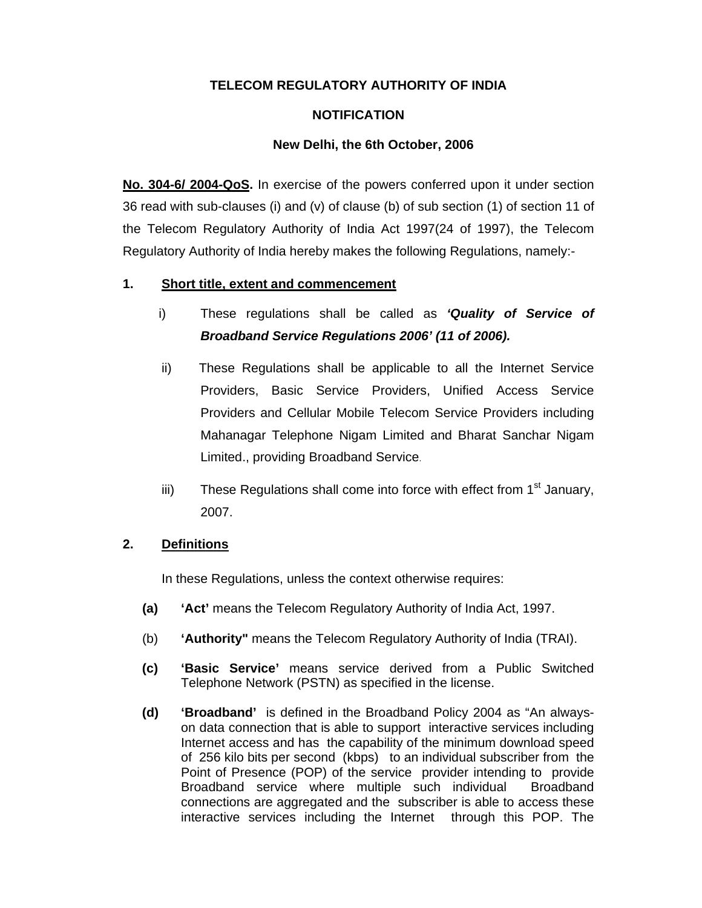**TELECOM REGULATORY AUTHORITY OF INDIA**

**NOTIFICATION**

**New Delhi, the 6th October, 2006**

**No. 304-6/ 2004-QoS.** In exercise of the powers conferred upon it under section 36 read with sub-clauses (i) and (v) of clause (b) of sub section (1) of section 11 of the Telecom Regulatory Authority of India Act 1997(24 of 1997), the Telecom Regulatory Authority of India hereby makes the following Regulations, namely:-

## 1. Short title, extent and commencement

i) These regulations shall be called as ***'Quality of Service of Broadband Service Regulations 2006' (11 of 2006).***

ii) These Regulations shall be applicable to all the Internet Service Providers, Basic Service Providers, Unified Access Service Providers and Cellular Mobile Telecom Service Providers including Mahanagar Telephone Nigam Limited and Bharat Sanchar Nigam Limited., providing Broadband Service.

iii) These Regulations shall come into force with effect from 1st January, 2007.

## 2. Definitions

In these Regulations, unless the context otherwise requires:

**(a)** **'Act'** means the Telecom Regulatory Authority of India Act, 1997.

(b) **'Authority"** means the Telecom Regulatory Authority of India (TRAI).

**(c)** **'Basic Service'** means service derived from a Public Switched Telephone Network (PSTN) as specified in the license.

**(d)** **'Broadband'** is defined in the Broadband Policy 2004 as "An always-on data connection that is able to support interactive services including Internet access and has the capability of the minimum download speed of 256 kilo bits per second (kbps) to an individual subscriber from the Point of Presence (POP) of the service provider intending to provide Broadband service where multiple such individual Broadband connections are aggregated and the subscriber is able to access these interactive services including the Internet through this POP. The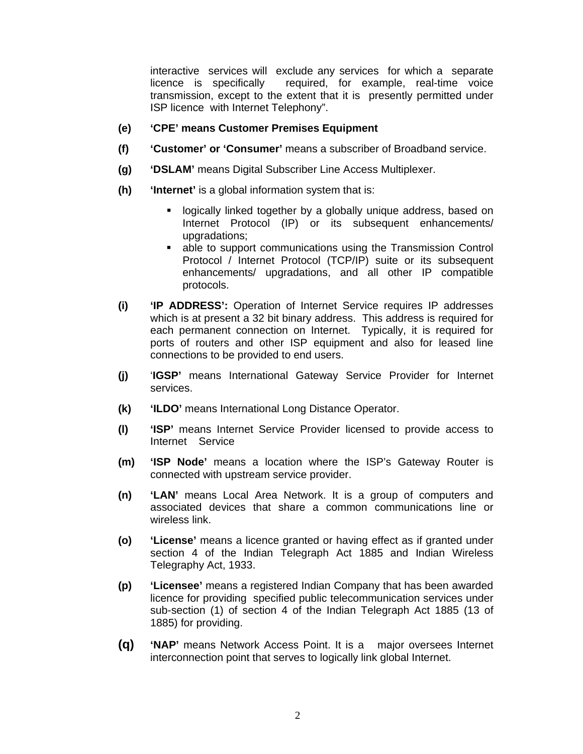interactive services will exclude any services for which a separate licence is specifically required, for example, real-time voice transmission, except to the extent that it is presently permitted under ISP licence with Internet Telephony".

**(e)** **'CPE' means Customer Premises Equipment**

**(f)** **'Customer' or 'Consumer'** means a subscriber of Broadband service.

**(g)** **'DSLAM'** means Digital Subscriber Line Access Multiplexer.

**(h)** **'Internet'** is a global information system that is:

- logically linked together by a globally unique address, based on Internet Protocol (IP) or its subsequent enhancements/ upgradations;
- able to support communications using the Transmission Control Protocol / Internet Protocol (TCP/IP) suite or its subsequent enhancements/ upgradations, and all other IP compatible protocols.

**(i)** **'IP ADDRESS':** Operation of Internet Service requires IP addresses which is at present a 32 bit binary address. This address is required for each permanent connection on Internet. Typically, it is required for ports of routers and other ISP equipment and also for leased line connections to be provided to end users.

**(j)** '**IGSP'** means International Gateway Service Provider for Internet services.

**(k)** **'ILDO'** means International Long Distance Operator.

**(l)** **'ISP'** means Internet Service Provider licensed to provide access to Internet Service

**(m)** **'ISP Node'** means a location where the ISP's Gateway Router is connected with upstream service provider.

**(n)** **'LAN'** means Local Area Network. It is a group of computers and associated devices that share a common communications line or wireless link.

**(o)** **'License'** means a licence granted or having effect as if granted under section 4 of the Indian Telegraph Act 1885 and Indian Wireless Telegraphy Act, 1933.

**(p)** **'Licensee'** means a registered Indian Company that has been awarded licence for providing specified public telecommunication services under sub-section (1) of section 4 of the Indian Telegraph Act 1885 (13 of 1885) for providing.

**(q)** **'NAP'** means Network Access Point. It is a major oversees Internet interconnection point that serves to logically link global Internet.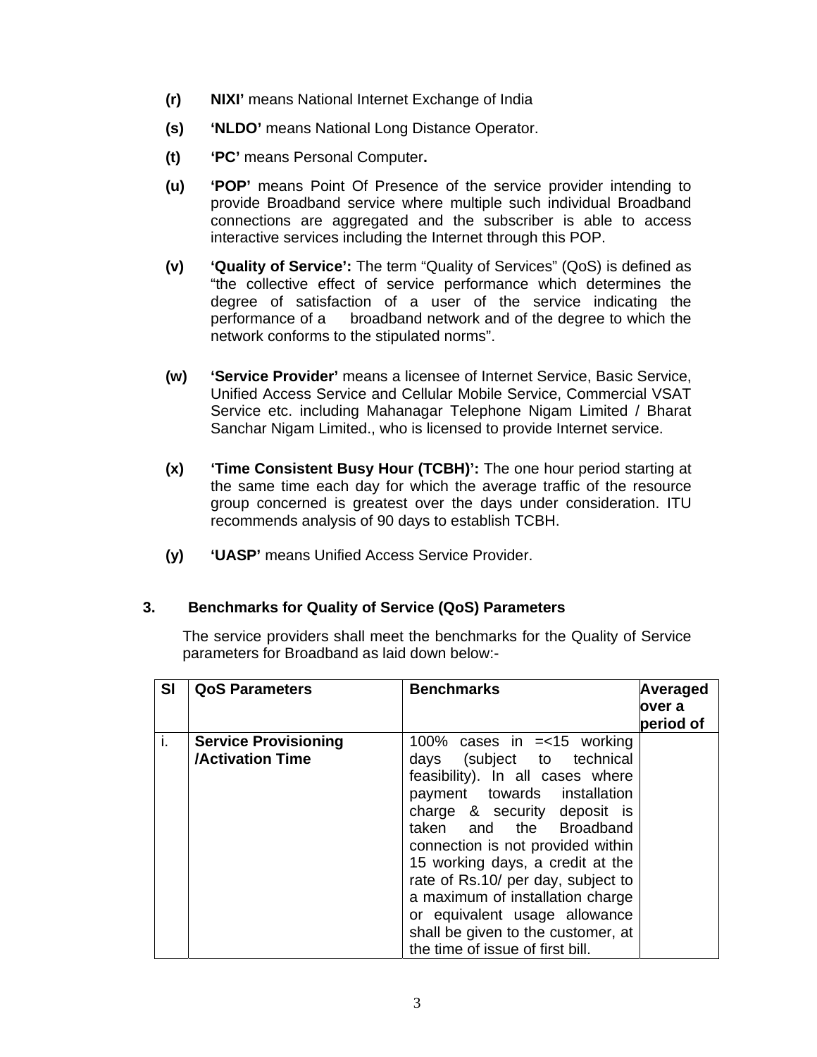**(r)** **NIXI'** means National Internet Exchange of India

**(s)** **'NLDO'** means National Long Distance Operator.

**(t)** **'PC'** means Personal Computer**.**

**(u)** **'POP'** means Point Of Presence of the service provider intending to provide Broadband service where multiple such individual Broadband connections are aggregated and the subscriber is able to access interactive services including the Internet through this POP.

**(v)** **'Quality of Service':** The term "Quality of Services" (QoS) is defined as "the collective effect of service performance which determines the degree of satisfaction of a user of the service indicating the performance of a broadband network and of the degree to which the network conforms to the stipulated norms".

**(w)** **'Service Provider'** means a licensee of Internet Service, Basic Service, Unified Access Service and Cellular Mobile Service, Commercial VSAT Service etc. including Mahanagar Telephone Nigam Limited / Bharat Sanchar Nigam Limited., who is licensed to provide Internet service.

**(x)** **'Time Consistent Busy Hour (TCBH)':** The one hour period starting at the same time each day for which the average traffic of the resource group concerned is greatest over the days under consideration. ITU recommends analysis of 90 days to establish TCBH.

**(y)** **'UASP'** means Unified Access Service Provider.

## 3. Benchmarks for Quality of Service (QoS) Parameters

The service providers shall meet the benchmarks for the Quality of Service parameters for Broadband as laid down below:-

| Sl | QoS Parameters | Benchmarks | Averaged over a period of |
|---|---|---|---|
| i. | **Service Provisioning /Activation Time** | 100% cases in =<15 working days (subject to technical feasibility). In all cases where payment towards installation charge & security deposit is taken and the Broadband connection is not provided within 15 working days, a credit at the rate of Rs.10/ per day, subject to a maximum of installation charge or equivalent usage allowance shall be given to the customer, at the time of issue of first bill. | |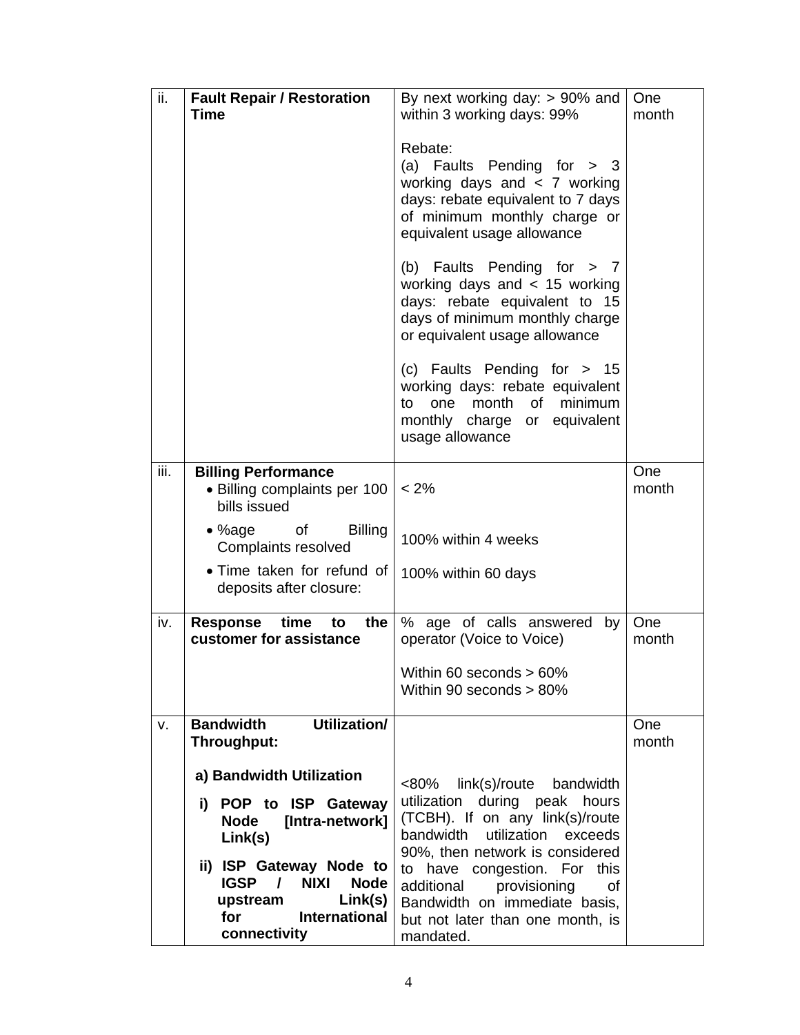| ii. | **Fault Repair / Restoration Time** | By next working day: > 90% and within 3 working days: 99%<br><br>Rebate:<br>(a) Faults Pending for > 3 working days and < 7 working days: rebate equivalent to 7 days of minimum monthly charge or equivalent usage allowance<br><br>(b) Faults Pending for > 7 working days and < 15 working days: rebate equivalent to 15 days of minimum monthly charge or equivalent usage allowance<br><br>(c) Faults Pending for > 15 working days: rebate equivalent to one month of minimum monthly charge or equivalent usage allowance | One month |
|---|---|---|---|
| iii. | **Billing Performance**<br>• Billing complaints per 100 bills issued<br>• %age of Billing Complaints resolved<br>• Time taken for refund of deposits after closure: | < 2%<br><br>100% within 4 weeks<br><br>100% within 60 days | One month |
| iv. | **Response time to the customer for assistance** | % age of calls answered by operator (Voice to Voice)<br><br>Within 60 seconds > 60%<br>Within 90 seconds > 80% | One month |
| v. | **Bandwidth Utilization/ Throughput:**<br><br>**a) Bandwidth Utilization**<br>**i) POP to ISP Gateway Node [Intra-network] Link(s)**<br>**ii) ISP Gateway Node to IGSP / NIXI Node upstream Link(s) for International connectivity** | <80% link(s)/route bandwidth utilization during peak hours (TCBH). If on any link(s)/route bandwidth utilization exceeds 90%, then network is considered to have congestion. For this additional provisioning of Bandwidth on immediate basis, but not later than one month, is mandated. | One month |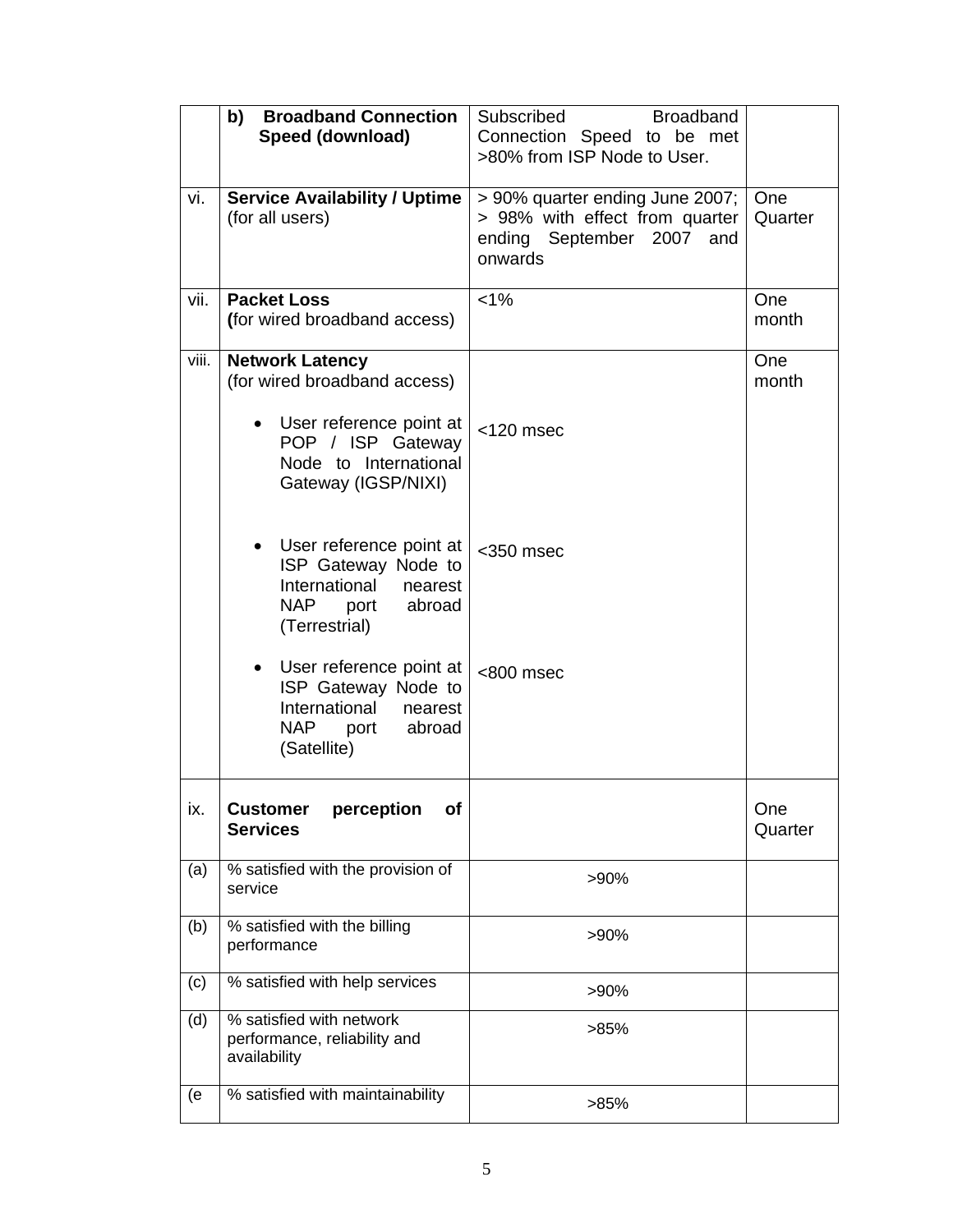|  | **b) Broadband Connection Speed (download)** | Subscribed Broadband Connection Speed to be met >80% from ISP Node to User. |  |
|---|---|---|---|
| vi. | **Service Availability / Uptime** (for all users) | > 90% quarter ending June 2007; > 98% with effect from quarter ending September 2007 and onwards | One Quarter |
| vii. | **Packet Loss** (for wired broadband access) | <1% | One month |
| viii. | **Network Latency** (for wired broadband access)<br>• User reference point at POP / ISP Gateway Node to International Gateway (IGSP/NIXI)<br>• User reference point at ISP Gateway Node to International nearest NAP port abroad (Terrestrial)<br>• User reference point at ISP Gateway Node to International nearest NAP port abroad (Satellite) | <br><br><120 msec<br><br><350 msec<br><br><800 msec | One month |
| ix. | **Customer perception of Services** |  | One Quarter |
| (a) | % satisfied with the provision of service | >90% |  |
| (b) | % satisfied with the billing performance | >90% |  |
| (c) | % satisfied with help services | >90% |  |
| (d) | % satisfied with network performance, reliability and availability | >85% |  |
| (e | % satisfied with maintainability | >85% |  |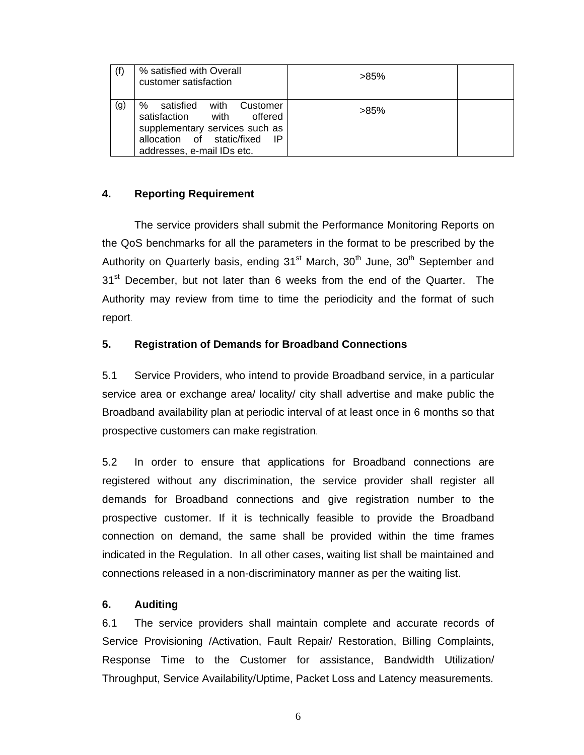| | | | |
|---|---|---|---|
| (f) | % satisfied with Overall customer satisfaction | >85% | |
| (g) | % satisfied with Customer satisfaction with offered supplementary services such as allocation of static/fixed IP addresses, e-mail IDs etc. | >85% | |

## 4. Reporting Requirement

The service providers shall submit the Performance Monitoring Reports on the QoS benchmarks for all the parameters in the format to be prescribed by the Authority on Quarterly basis, ending 31st March, 30th June, 30th September and 31st December, but not later than 6 weeks from the end of the Quarter. The Authority may review from time to time the periodicity and the format of such report.

## 5. Registration of Demands for Broadband Connections

5.1 Service Providers, who intend to provide Broadband service, in a particular service area or exchange area/ locality/ city shall advertise and make public the Broadband availability plan at periodic interval of at least once in 6 months so that prospective customers can make registration.

5.2 In order to ensure that applications for Broadband connections are registered without any discrimination, the service provider shall register all demands for Broadband connections and give registration number to the prospective customer. If it is technically feasible to provide the Broadband connection on demand, the same shall be provided within the time frames indicated in the Regulation. In all other cases, waiting list shall be maintained and connections released in a non-discriminatory manner as per the waiting list.

## 6. Auditing

6.1 The service providers shall maintain complete and accurate records of Service Provisioning /Activation, Fault Repair/ Restoration, Billing Complaints, Response Time to the Customer for assistance, Bandwidth Utilization/ Throughput, Service Availability/Uptime, Packet Loss and Latency measurements.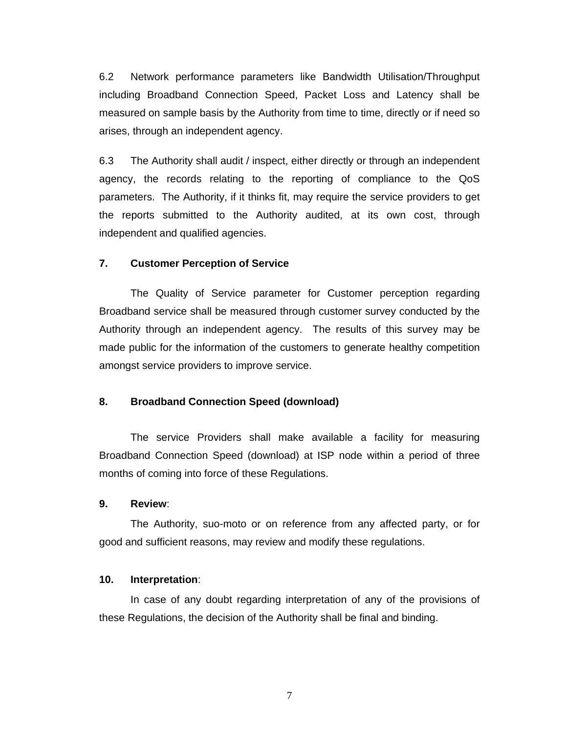6.2 Network performance parameters like Bandwidth Utilisation/Throughput including Broadband Connection Speed, Packet Loss and Latency shall be measured on sample basis by the Authority from time to time, directly or if need so arises, through an independent agency.

6.3 The Authority shall audit / inspect, either directly or through an independent agency, the records relating to the reporting of compliance to the QoS parameters. The Authority, if it thinks fit, may require the service providers to get the reports submitted to the Authority audited, at its own cost, through independent and qualified agencies.

**7. Customer Perception of Service**

The Quality of Service parameter for Customer perception regarding Broadband service shall be measured through customer survey conducted by the Authority through an independent agency. The results of this survey may be made public for the information of the customers to generate healthy competition amongst service providers to improve service.

**8. Broadband Connection Speed (download)**

The service Providers shall make available a facility for measuring Broadband Connection Speed (download) at ISP node within a period of three months of coming into force of these Regulations.

**9. Review**:

The Authority, suo-moto or on reference from any affected party, or for good and sufficient reasons, may review and modify these regulations.

**10. Interpretation**:

In case of any doubt regarding interpretation of any of the provisions of these Regulations, the decision of the Authority shall be final and binding.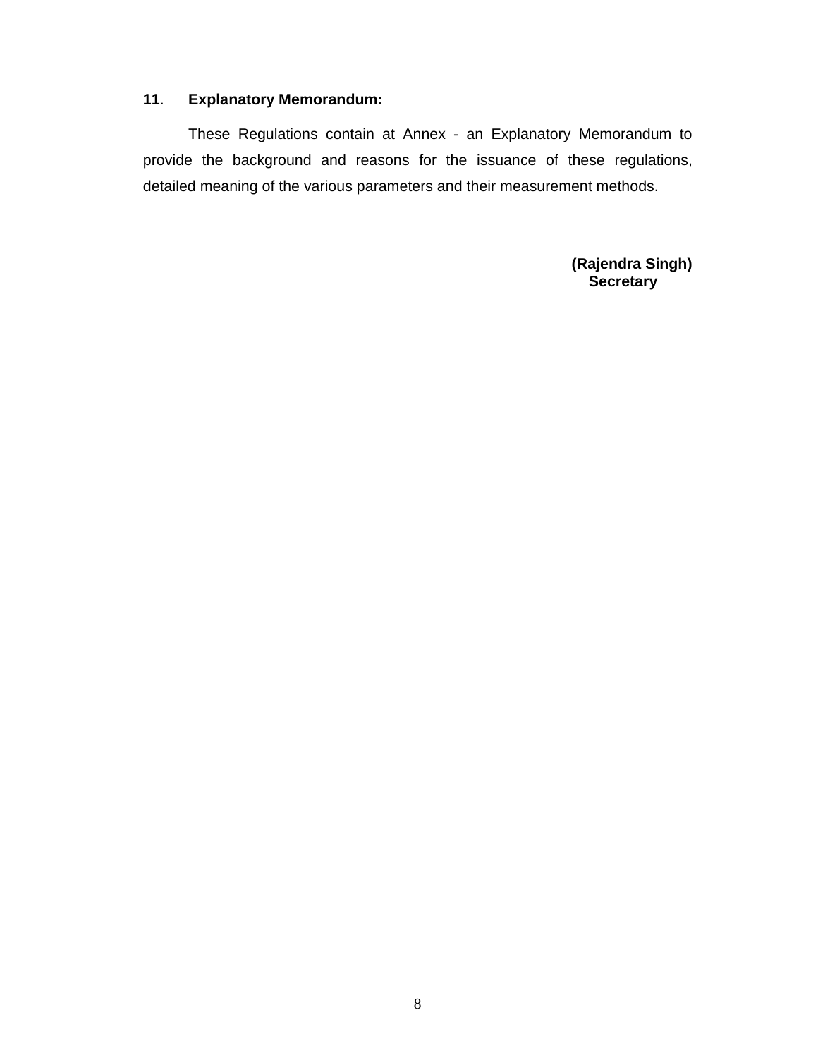**11. Explanatory Memorandum:**

These Regulations contain at Annex - an Explanatory Memorandum to provide the background and reasons for the issuance of these regulations, detailed meaning of the various parameters and their measurement methods.

**(Rajendra Singh)**
**Secretary**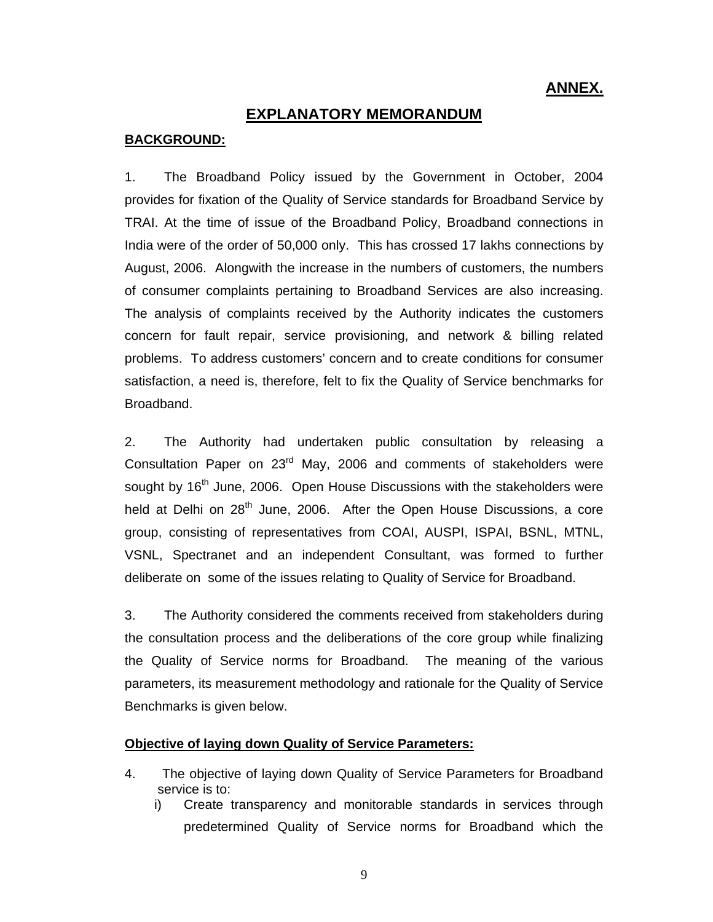**ANNEX.**

# EXPLANATORY MEMORANDUM

**BACKGROUND:**

1. The Broadband Policy issued by the Government in October, 2004 provides for fixation of the Quality of Service standards for Broadband Service by TRAI. At the time of issue of the Broadband Policy, Broadband connections in India were of the order of 50,000 only. This has crossed 17 lakhs connections by August, 2006. Alongwith the increase in the numbers of customers, the numbers of consumer complaints pertaining to Broadband Services are also increasing. The analysis of complaints received by the Authority indicates the customers concern for fault repair, service provisioning, and network & billing related problems. To address customers' concern and to create conditions for consumer satisfaction, a need is, therefore, felt to fix the Quality of Service benchmarks for Broadband.

2. The Authority had undertaken public consultation by releasing a Consultation Paper on 23rd May, 2006 and comments of stakeholders were sought by 16th June, 2006. Open House Discussions with the stakeholders were held at Delhi on 28th June, 2006. After the Open House Discussions, a core group, consisting of representatives from COAI, AUSPI, ISPAI, BSNL, MTNL, VSNL, Spectranet and an independent Consultant, was formed to further deliberate on some of the issues relating to Quality of Service for Broadband.

3. The Authority considered the comments received from stakeholders during the consultation process and the deliberations of the core group while finalizing the Quality of Service norms for Broadband. The meaning of the various parameters, its measurement methodology and rationale for the Quality of Service Benchmarks is given below.

**Objective of laying down Quality of Service Parameters:**

4. The objective of laying down Quality of Service Parameters for Broadband service is to:
   i) Create transparency and monitorable standards in services through predetermined Quality of Service norms for Broadband which the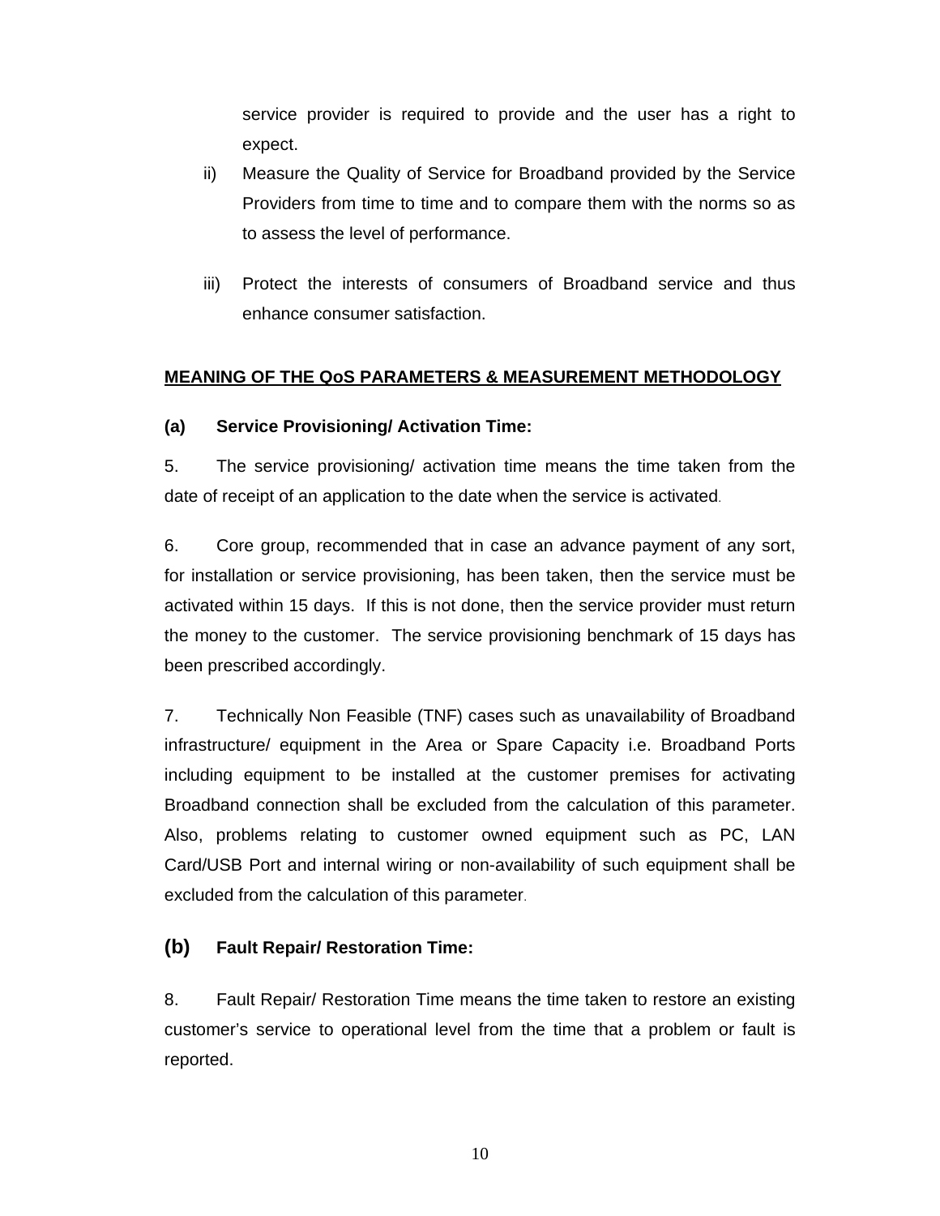service provider is required to provide and the user has a right to expect.

ii) Measure the Quality of Service for Broadband provided by the Service Providers from time to time and to compare them with the norms so as to assess the level of performance.

iii) Protect the interests of consumers of Broadband service and thus enhance consumer satisfaction.

## MEANING OF THE QoS PARAMETERS & MEASUREMENT METHODOLOGY

### (a) Service Provisioning/ Activation Time:

5. The service provisioning/ activation time means the time taken from the date of receipt of an application to the date when the service is activated.

6. Core group, recommended that in case an advance payment of any sort, for installation or service provisioning, has been taken, then the service must be activated within 15 days. If this is not done, then the service provider must return the money to the customer. The service provisioning benchmark of 15 days has been prescribed accordingly.

7. Technically Non Feasible (TNF) cases such as unavailability of Broadband infrastructure/ equipment in the Area or Spare Capacity i.e. Broadband Ports including equipment to be installed at the customer premises for activating Broadband connection shall be excluded from the calculation of this parameter. Also, problems relating to customer owned equipment such as PC, LAN Card/USB Port and internal wiring or non-availability of such equipment shall be excluded from the calculation of this parameter.

### (b) Fault Repair/ Restoration Time:

8. Fault Repair/ Restoration Time means the time taken to restore an existing customer's service to operational level from the time that a problem or fault is reported.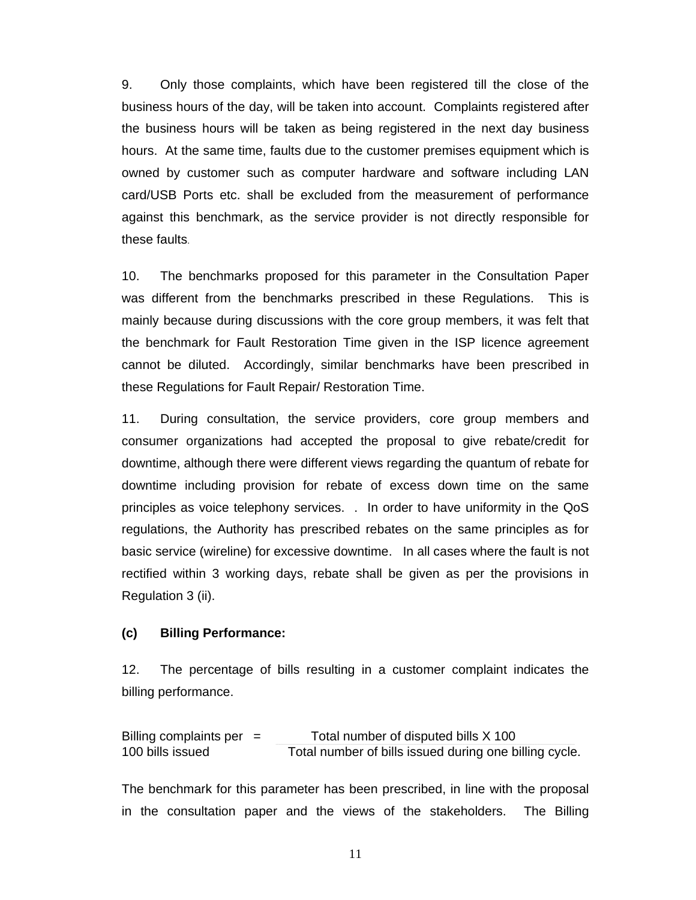9. Only those complaints, which have been registered till the close of the business hours of the day, will be taken into account. Complaints registered after the business hours will be taken as being registered in the next day business hours. At the same time, faults due to the customer premises equipment which is owned by customer such as computer hardware and software including LAN card/USB Ports etc. shall be excluded from the measurement of performance against this benchmark, as the service provider is not directly responsible for these faults.

10. The benchmarks proposed for this parameter in the Consultation Paper was different from the benchmarks prescribed in these Regulations. This is mainly because during discussions with the core group members, it was felt that the benchmark for Fault Restoration Time given in the ISP licence agreement cannot be diluted. Accordingly, similar benchmarks have been prescribed in these Regulations for Fault Repair/ Restoration Time.

11. During consultation, the service providers, core group members and consumer organizations had accepted the proposal to give rebate/credit for downtime, although there were different views regarding the quantum of rebate for downtime including provision for rebate of excess down time on the same principles as voice telephony services. . In order to have uniformity in the QoS regulations, the Authority has prescribed rebates on the same principles as for basic service (wireline) for excessive downtime. In all cases where the fault is not rectified within 3 working days, rebate shall be given as per the provisions in Regulation 3 (ii).

**(c) Billing Performance:**

12. The percentage of bills resulting in a customer complaint indicates the billing performance.

$$\text{Billing complaints per 100 bills issued} = \frac{\text{Total number of disputed bills X 100}}{\text{Total number of bills issued during one billing cycle.}}$$

The benchmark for this parameter has been prescribed, in line with the proposal in the consultation paper and the views of the stakeholders. The Billing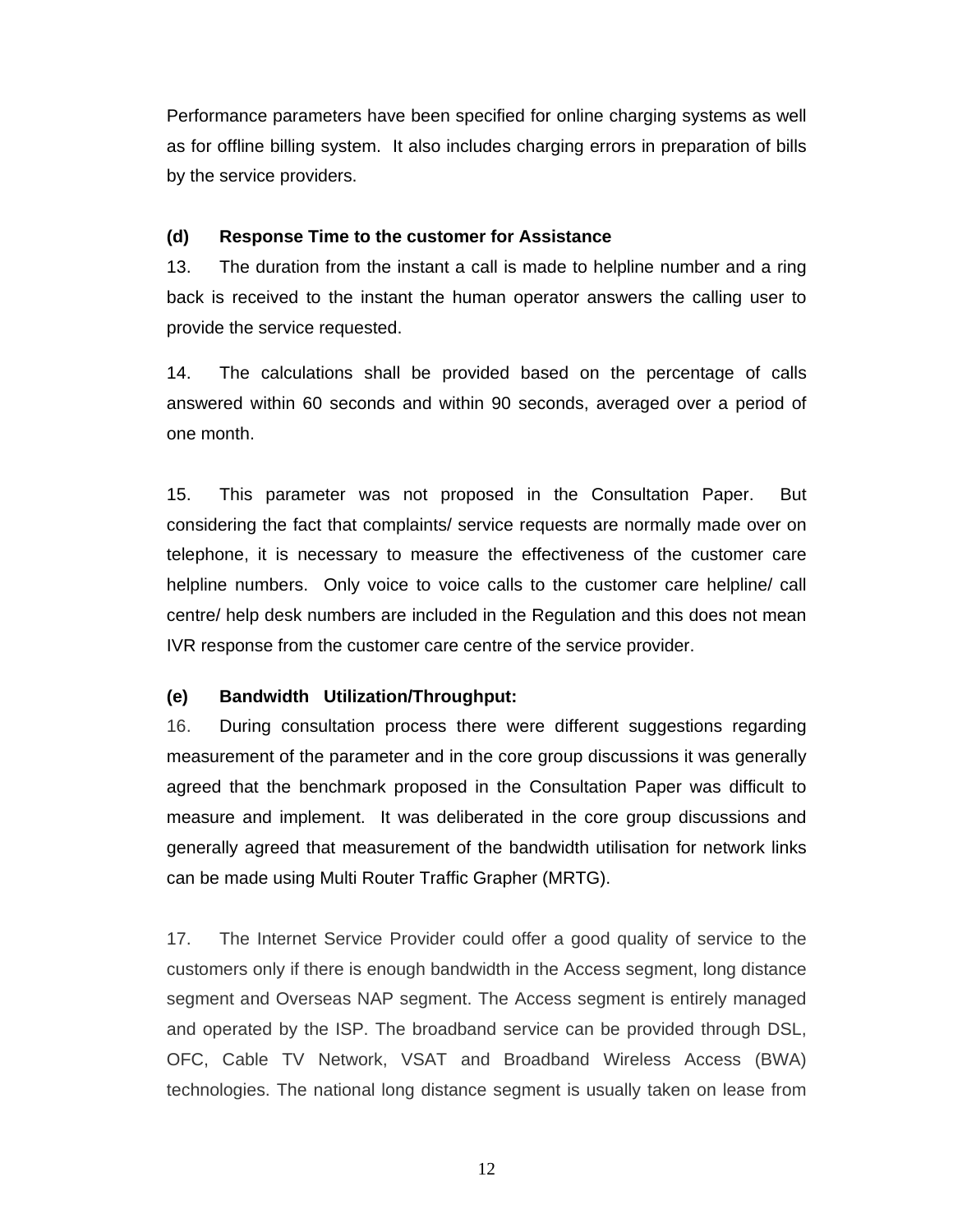Performance parameters have been specified for online charging systems as well as for offline billing system. It also includes charging errors in preparation of bills by the service providers.

**(d) Response Time to the customer for Assistance**

13. The duration from the instant a call is made to helpline number and a ring back is received to the instant the human operator answers the calling user to provide the service requested.

14. The calculations shall be provided based on the percentage of calls answered within 60 seconds and within 90 seconds, averaged over a period of one month.

15. This parameter was not proposed in the Consultation Paper. But considering the fact that complaints/ service requests are normally made over on telephone, it is necessary to measure the effectiveness of the customer care helpline numbers. Only voice to voice calls to the customer care helpline/ call centre/ help desk numbers are included in the Regulation and this does not mean IVR response from the customer care centre of the service provider.

**(e) Bandwidth Utilization/Throughput:**

16. During consultation process there were different suggestions regarding measurement of the parameter and in the core group discussions it was generally agreed that the benchmark proposed in the Consultation Paper was difficult to measure and implement. It was deliberated in the core group discussions and generally agreed that measurement of the bandwidth utilisation for network links can be made using Multi Router Traffic Grapher (MRTG).

17. The Internet Service Provider could offer a good quality of service to the customers only if there is enough bandwidth in the Access segment, long distance segment and Overseas NAP segment. The Access segment is entirely managed and operated by the ISP. The broadband service can be provided through DSL, OFC, Cable TV Network, VSAT and Broadband Wireless Access (BWA) technologies. The national long distance segment is usually taken on lease from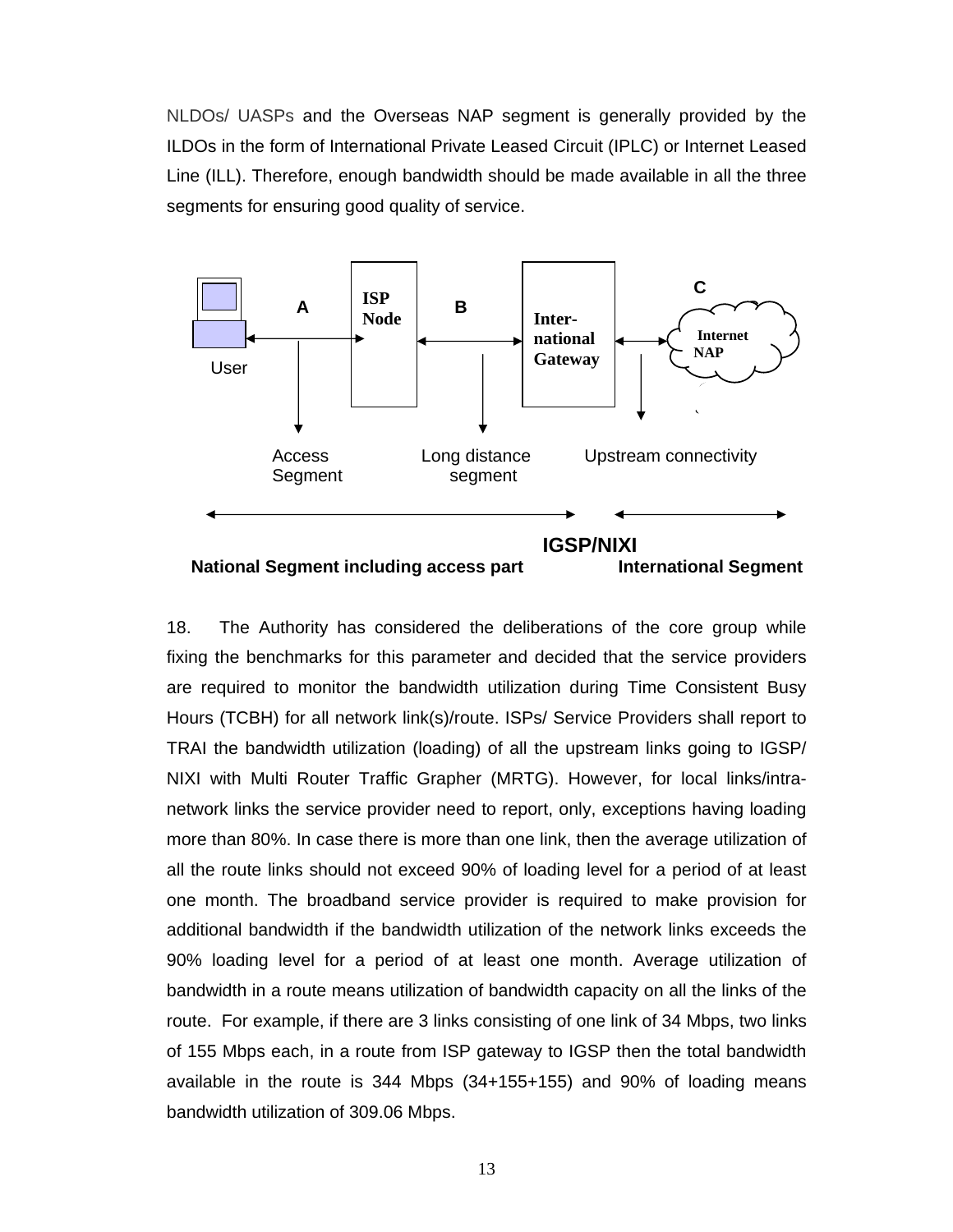NLDOs/ UASPs and the Overseas NAP segment is generally provided by the ILDOs in the form of International Private Leased Circuit (IPLC) or Internet Leased Line (ILL). Therefore, enough bandwidth should be made available in all the three segments for ensuring good quality of service.

User — A — ISP Node — B — International Gateway — C — Internet NAP

Access Segment | Long distance segment | Upstream connectivity

IGSP/NIXI

National Segment including access part | International Segment

18. The Authority has considered the deliberations of the core group while fixing the benchmarks for this parameter and decided that the service providers are required to monitor the bandwidth utilization during Time Consistent Busy Hours (TCBH) for all network link(s)/route. ISPs/ Service Providers shall report to TRAI the bandwidth utilization (loading) of all the upstream links going to IGSP/ NIXI with Multi Router Traffic Grapher (MRTG). However, for local links/intra-network links the service provider need to report, only, exceptions having loading more than 80%. In case there is more than one link, then the average utilization of all the route links should not exceed 90% of loading level for a period of at least one month. The broadband service provider is required to make provision for additional bandwidth if the bandwidth utilization of the network links exceeds the 90% loading level for a period of at least one month. Average utilization of bandwidth in a route means utilization of bandwidth capacity on all the links of the route. For example, if there are 3 links consisting of one link of 34 Mbps, two links of 155 Mbps each, in a route from ISP gateway to IGSP then the total bandwidth available in the route is 344 Mbps (34+155+155) and 90% of loading means bandwidth utilization of 309.06 Mbps.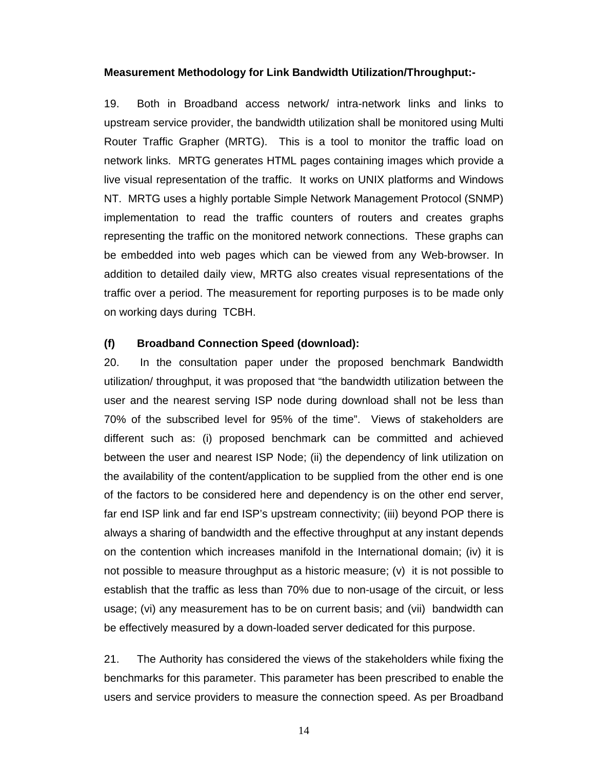**Measurement Methodology for Link Bandwidth Utilization/Throughput:-**

19. Both in Broadband access network/ intra-network links and links to upstream service provider, the bandwidth utilization shall be monitored using Multi Router Traffic Grapher (MRTG). This is a tool to monitor the traffic load on network links. MRTG generates HTML pages containing images which provide a live visual representation of the traffic. It works on UNIX platforms and Windows NT. MRTG uses a highly portable Simple Network Management Protocol (SNMP) implementation to read the traffic counters of routers and creates graphs representing the traffic on the monitored network connections. These graphs can be embedded into web pages which can be viewed from any Web-browser. In addition to detailed daily view, MRTG also creates visual representations of the traffic over a period. The measurement for reporting purposes is to be made only on working days during TCBH.

**(f) Broadband Connection Speed (download):**

20. In the consultation paper under the proposed benchmark Bandwidth utilization/ throughput, it was proposed that "the bandwidth utilization between the user and the nearest serving ISP node during download shall not be less than 70% of the subscribed level for 95% of the time". Views of stakeholders are different such as: (i) proposed benchmark can be committed and achieved between the user and nearest ISP Node; (ii) the dependency of link utilization on the availability of the content/application to be supplied from the other end is one of the factors to be considered here and dependency is on the other end server, far end ISP link and far end ISP's upstream connectivity; (iii) beyond POP there is always a sharing of bandwidth and the effective throughput at any instant depends on the contention which increases manifold in the International domain; (iv) it is not possible to measure throughput as a historic measure; (v) it is not possible to establish that the traffic as less than 70% due to non-usage of the circuit, or less usage; (vi) any measurement has to be on current basis; and (vii) bandwidth can be effectively measured by a down-loaded server dedicated for this purpose.

21. The Authority has considered the views of the stakeholders while fixing the benchmarks for this parameter. This parameter has been prescribed to enable the users and service providers to measure the connection speed. As per Broadband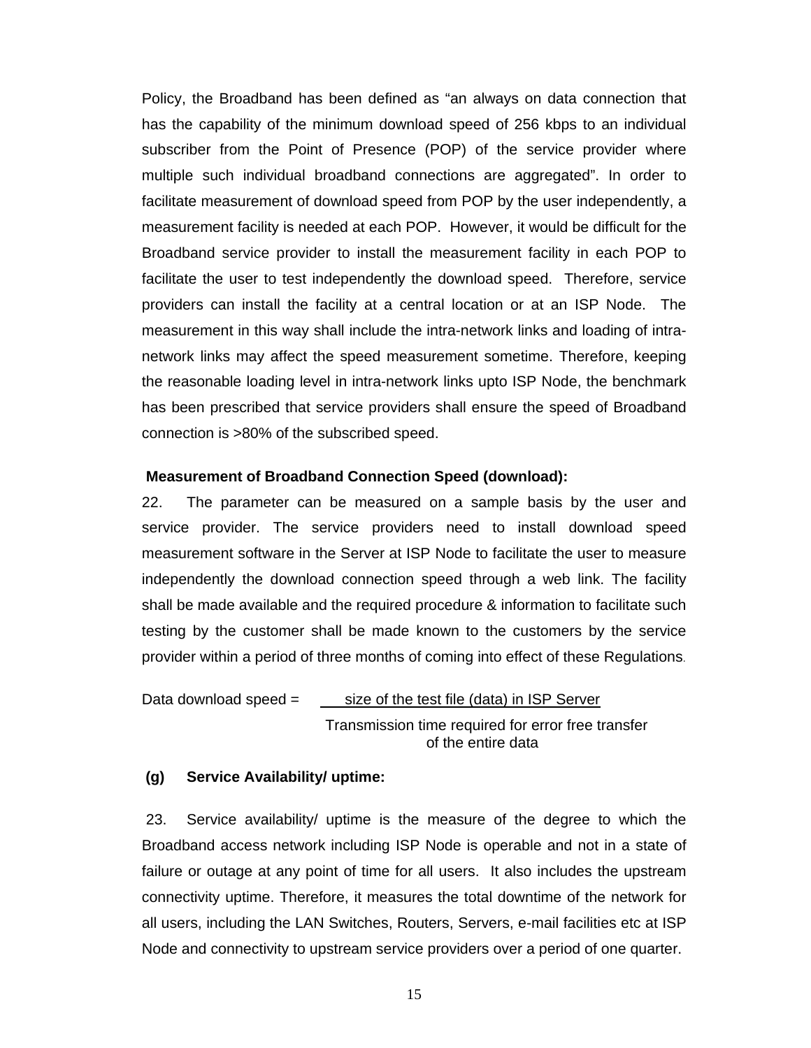Policy, the Broadband has been defined as "an always on data connection that has the capability of the minimum download speed of 256 kbps to an individual subscriber from the Point of Presence (POP) of the service provider where multiple such individual broadband connections are aggregated". In order to facilitate measurement of download speed from POP by the user independently, a measurement facility is needed at each POP. However, it would be difficult for the Broadband service provider to install the measurement facility in each POP to facilitate the user to test independently the download speed. Therefore, service providers can install the facility at a central location or at an ISP Node. The measurement in this way shall include the intra-network links and loading of intra-network links may affect the speed measurement sometime. Therefore, keeping the reasonable loading level in intra-network links upto ISP Node, the benchmark has been prescribed that service providers shall ensure the speed of Broadband connection is >80% of the subscribed speed.

**Measurement of Broadband Connection Speed (download):**

22. The parameter can be measured on a sample basis by the user and service provider. The service providers need to install download speed measurement software in the Server at ISP Node to facilitate the user to measure independently the download connection speed through a web link. The facility shall be made available and the required procedure & information to facilitate such testing by the customer shall be made known to the customers by the service provider within a period of three months of coming into effect of these Regulations.

$$\text{Data download speed} = \frac{\text{size of the test file (data) in ISP Server}}{\text{Transmission time required for error free transfer of the entire data}}$$

**(g) Service Availability/ uptime:**

23. Service availability/ uptime is the measure of the degree to which the Broadband access network including ISP Node is operable and not in a state of failure or outage at any point of time for all users. It also includes the upstream connectivity uptime. Therefore, it measures the total downtime of the network for all users, including the LAN Switches, Routers, Servers, e-mail facilities etc at ISP Node and connectivity to upstream service providers over a period of one quarter.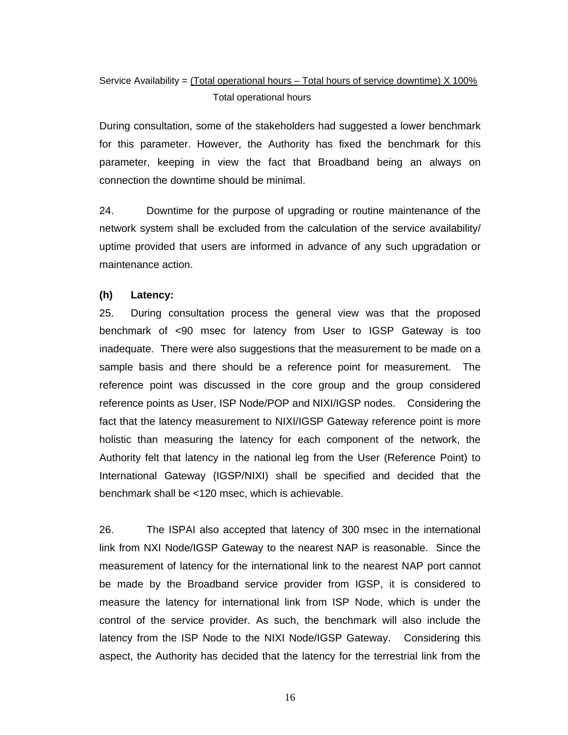$$\text{Service Availability} = \frac{(\text{Total operational hours} - \text{Total hours of service downtime}) \times 100\%}{\text{Total operational hours}}$$

During consultation, some of the stakeholders had suggested a lower benchmark for this parameter. However, the Authority has fixed the benchmark for this parameter, keeping in view the fact that Broadband being an always on connection the downtime should be minimal.

24. Downtime for the purpose of upgrading or routine maintenance of the network system shall be excluded from the calculation of the service availability/ uptime provided that users are informed in advance of any such upgradation or maintenance action.

**(h) Latency:**

25. During consultation process the general view was that the proposed benchmark of <90 msec for latency from User to IGSP Gateway is too inadequate. There were also suggestions that the measurement to be made on a sample basis and there should be a reference point for measurement. The reference point was discussed in the core group and the group considered reference points as User, ISP Node/POP and NIXI/IGSP nodes. Considering the fact that the latency measurement to NIXI/IGSP Gateway reference point is more holistic than measuring the latency for each component of the network, the Authority felt that latency in the national leg from the User (Reference Point) to International Gateway (IGSP/NIXI) shall be specified and decided that the benchmark shall be <120 msec, which is achievable.

26. The ISPAI also accepted that latency of 300 msec in the international link from NXI Node/IGSP Gateway to the nearest NAP is reasonable. Since the measurement of latency for the international link to the nearest NAP port cannot be made by the Broadband service provider from IGSP, it is considered to measure the latency for international link from ISP Node, which is under the control of the service provider. As such, the benchmark will also include the latency from the ISP Node to the NIXI Node/IGSP Gateway. Considering this aspect, the Authority has decided that the latency for the terrestrial link from the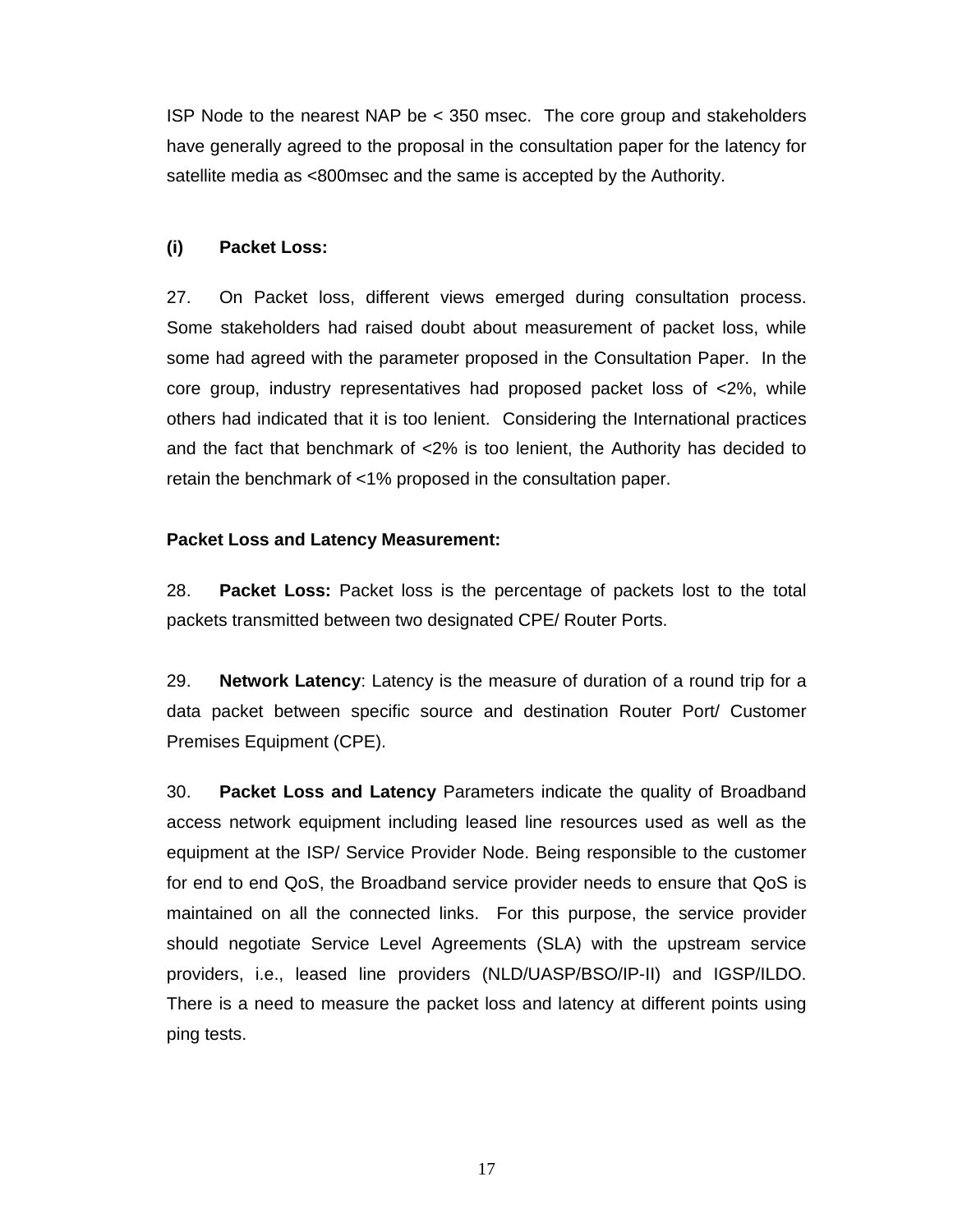ISP Node to the nearest NAP be < 350 msec. The core group and stakeholders have generally agreed to the proposal in the consultation paper for the latency for satellite media as <800msec and the same is accepted by the Authority.

**(i) Packet Loss:**

27. On Packet loss, different views emerged during consultation process. Some stakeholders had raised doubt about measurement of packet loss, while some had agreed with the parameter proposed in the Consultation Paper. In the core group, industry representatives had proposed packet loss of <2%, while others had indicated that it is too lenient. Considering the International practices and the fact that benchmark of <2% is too lenient, the Authority has decided to retain the benchmark of <1% proposed in the consultation paper.

**Packet Loss and Latency Measurement:**

28. **Packet Loss:** Packet loss is the percentage of packets lost to the total packets transmitted between two designated CPE/ Router Ports.

29. **Network Latency**: Latency is the measure of duration of a round trip for a data packet between specific source and destination Router Port/ Customer Premises Equipment (CPE).

30. **Packet Loss and Latency** Parameters indicate the quality of Broadband access network equipment including leased line resources used as well as the equipment at the ISP/ Service Provider Node. Being responsible to the customer for end to end QoS, the Broadband service provider needs to ensure that QoS is maintained on all the connected links. For this purpose, the service provider should negotiate Service Level Agreements (SLA) with the upstream service providers, i.e., leased line providers (NLD/UASP/BSO/IP-II) and IGSP/ILDO. There is a need to measure the packet loss and latency at different points using ping tests.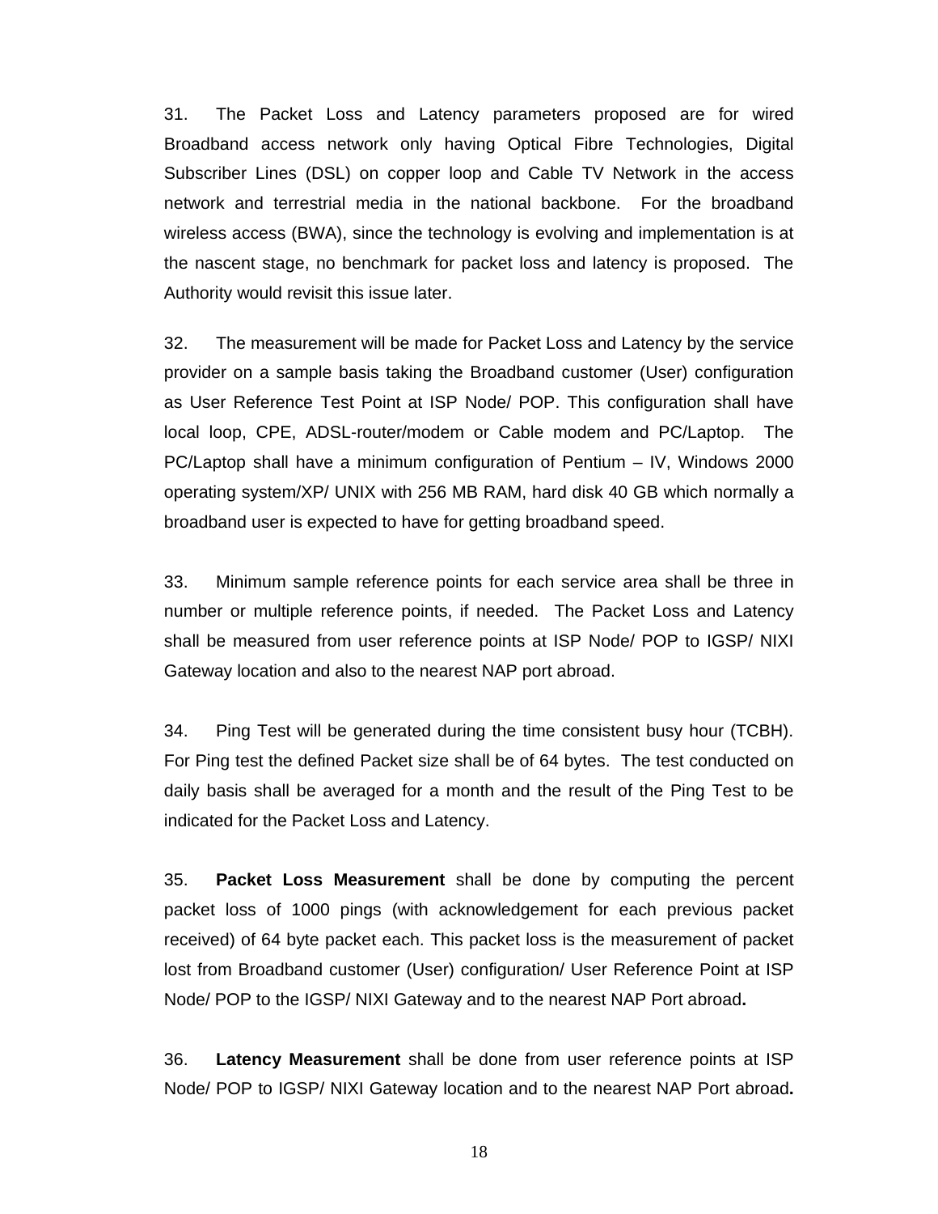31. The Packet Loss and Latency parameters proposed are for wired Broadband access network only having Optical Fibre Technologies, Digital Subscriber Lines (DSL) on copper loop and Cable TV Network in the access network and terrestrial media in the national backbone. For the broadband wireless access (BWA), since the technology is evolving and implementation is at the nascent stage, no benchmark for packet loss and latency is proposed. The Authority would revisit this issue later.

32. The measurement will be made for Packet Loss and Latency by the service provider on a sample basis taking the Broadband customer (User) configuration as User Reference Test Point at ISP Node/ POP. This configuration shall have local loop, CPE, ADSL-router/modem or Cable modem and PC/Laptop. The PC/Laptop shall have a minimum configuration of Pentium – IV, Windows 2000 operating system/XP/ UNIX with 256 MB RAM, hard disk 40 GB which normally a broadband user is expected to have for getting broadband speed.

33. Minimum sample reference points for each service area shall be three in number or multiple reference points, if needed. The Packet Loss and Latency shall be measured from user reference points at ISP Node/ POP to IGSP/ NIXI Gateway location and also to the nearest NAP port abroad.

34. Ping Test will be generated during the time consistent busy hour (TCBH). For Ping test the defined Packet size shall be of 64 bytes. The test conducted on daily basis shall be averaged for a month and the result of the Ping Test to be indicated for the Packet Loss and Latency.

35. **Packet Loss Measurement** shall be done by computing the percent packet loss of 1000 pings (with acknowledgement for each previous packet received) of 64 byte packet each. This packet loss is the measurement of packet lost from Broadband customer (User) configuration/ User Reference Point at ISP Node/ POP to the IGSP/ NIXI Gateway and to the nearest NAP Port abroad**.**

36. **Latency Measurement** shall be done from user reference points at ISP Node/ POP to IGSP/ NIXI Gateway location and to the nearest NAP Port abroad**.**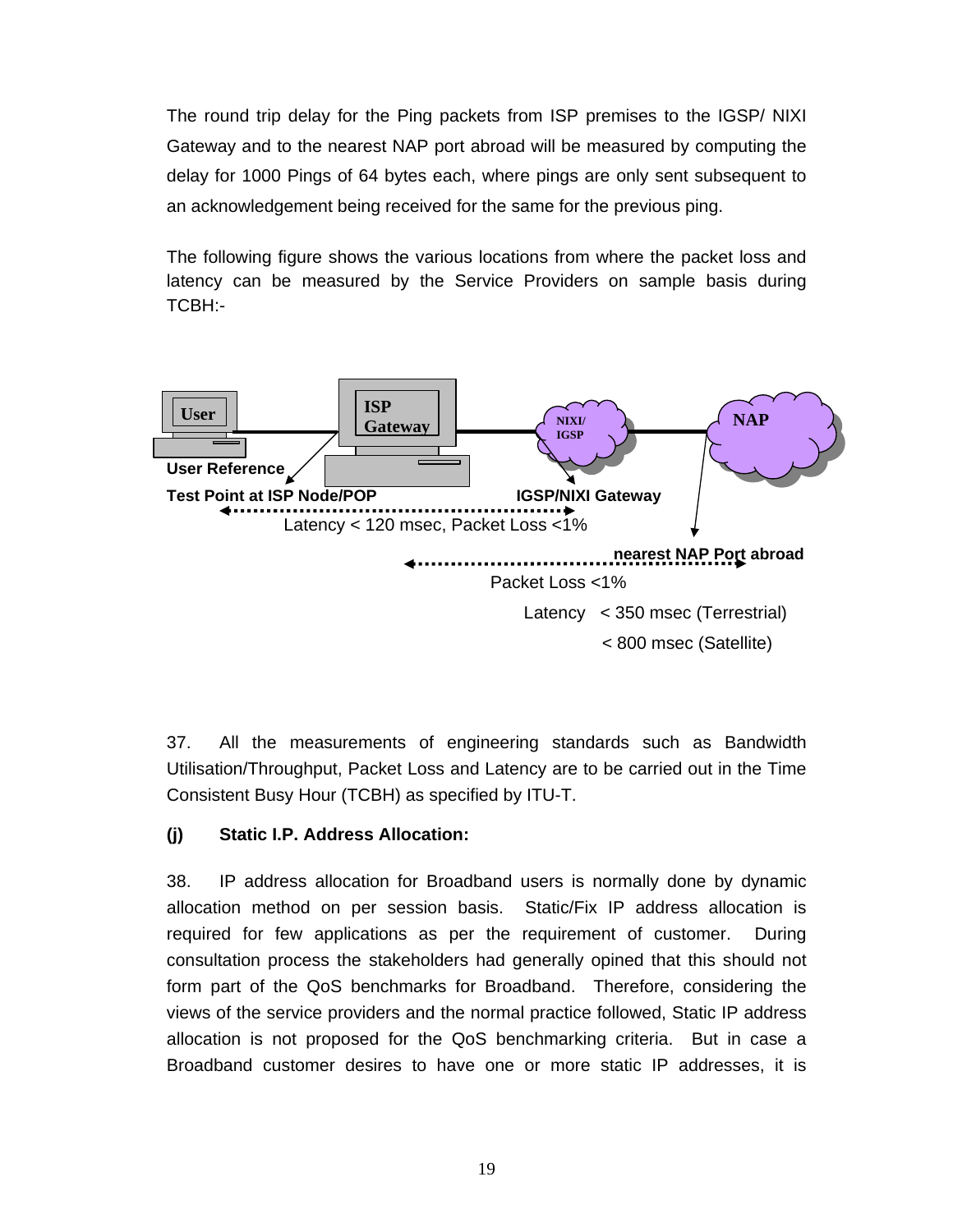The round trip delay for the Ping packets from ISP premises to the IGSP/ NIXI Gateway and to the nearest NAP port abroad will be measured by computing the delay for 1000 Pings of 64 bytes each, where pings are only sent subsequent to an acknowledgement being received for the same for the previous ping.

The following figure shows the various locations from where the packet loss and latency can be measured by the Service Providers on sample basis during TCBH:-

User | ISP Gateway | NIXI/ IGSP | NAP

User Reference Test Point at ISP Node/POP | IGSP/NIXI Gateway

Latency < 120 msec, Packet Loss <1%

nearest NAP Port abroad

Packet Loss <1%

Latency < 350 msec (Terrestrial)
< 800 msec (Satellite)

37. All the measurements of engineering standards such as Bandwidth Utilisation/Throughput, Packet Loss and Latency are to be carried out in the Time Consistent Busy Hour (TCBH) as specified by ITU-T.

**(j) Static I.P. Address Allocation:**

38. IP address allocation for Broadband users is normally done by dynamic allocation method on per session basis. Static/Fix IP address allocation is required for few applications as per the requirement of customer. During consultation process the stakeholders had generally opined that this should not form part of the QoS benchmarks for Broadband. Therefore, considering the views of the service providers and the normal practice followed, Static IP address allocation is not proposed for the QoS benchmarking criteria. But in case a Broadband customer desires to have one or more static IP addresses, it is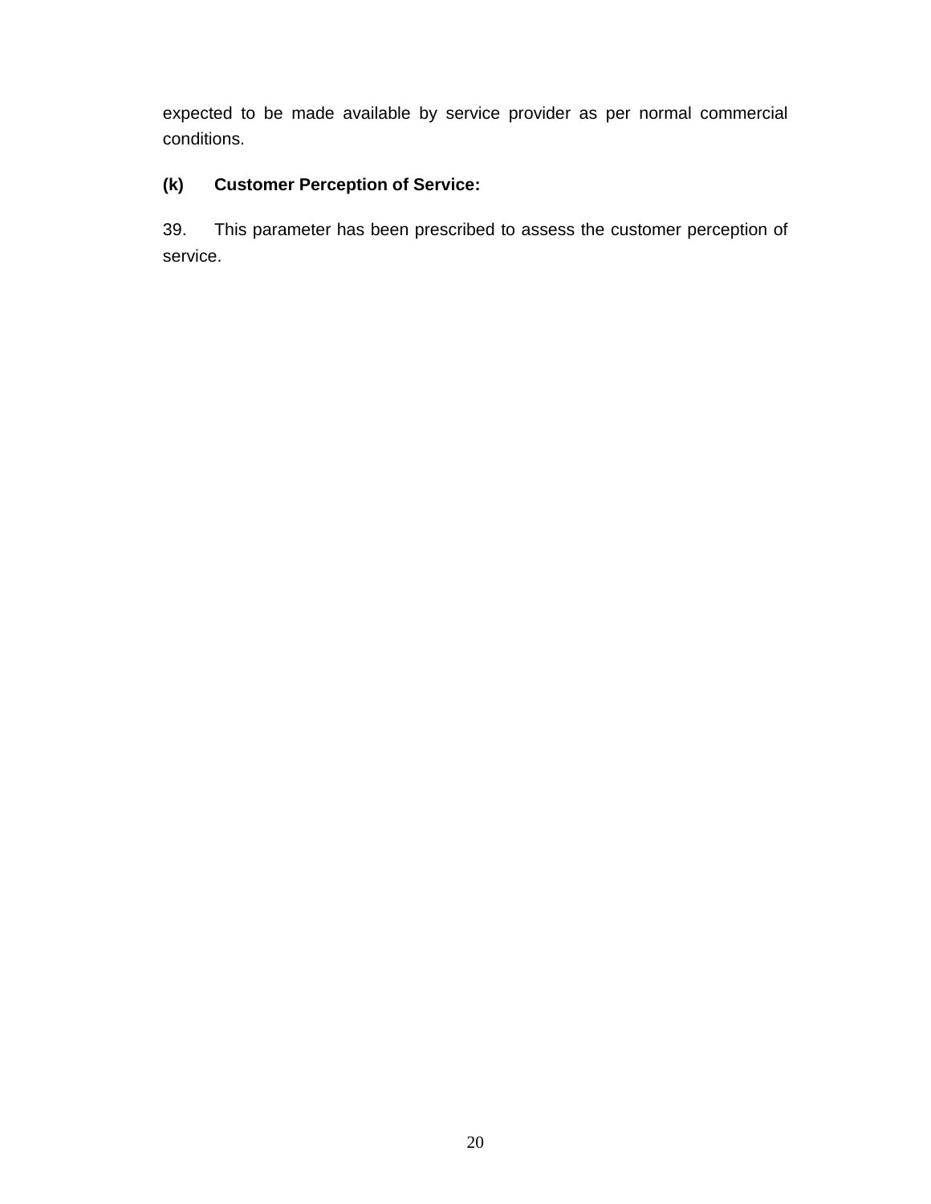expected to be made available by service provider as per normal commercial conditions.

**(k) Customer Perception of Service:**

39. This parameter has been prescribed to assess the customer perception of service.